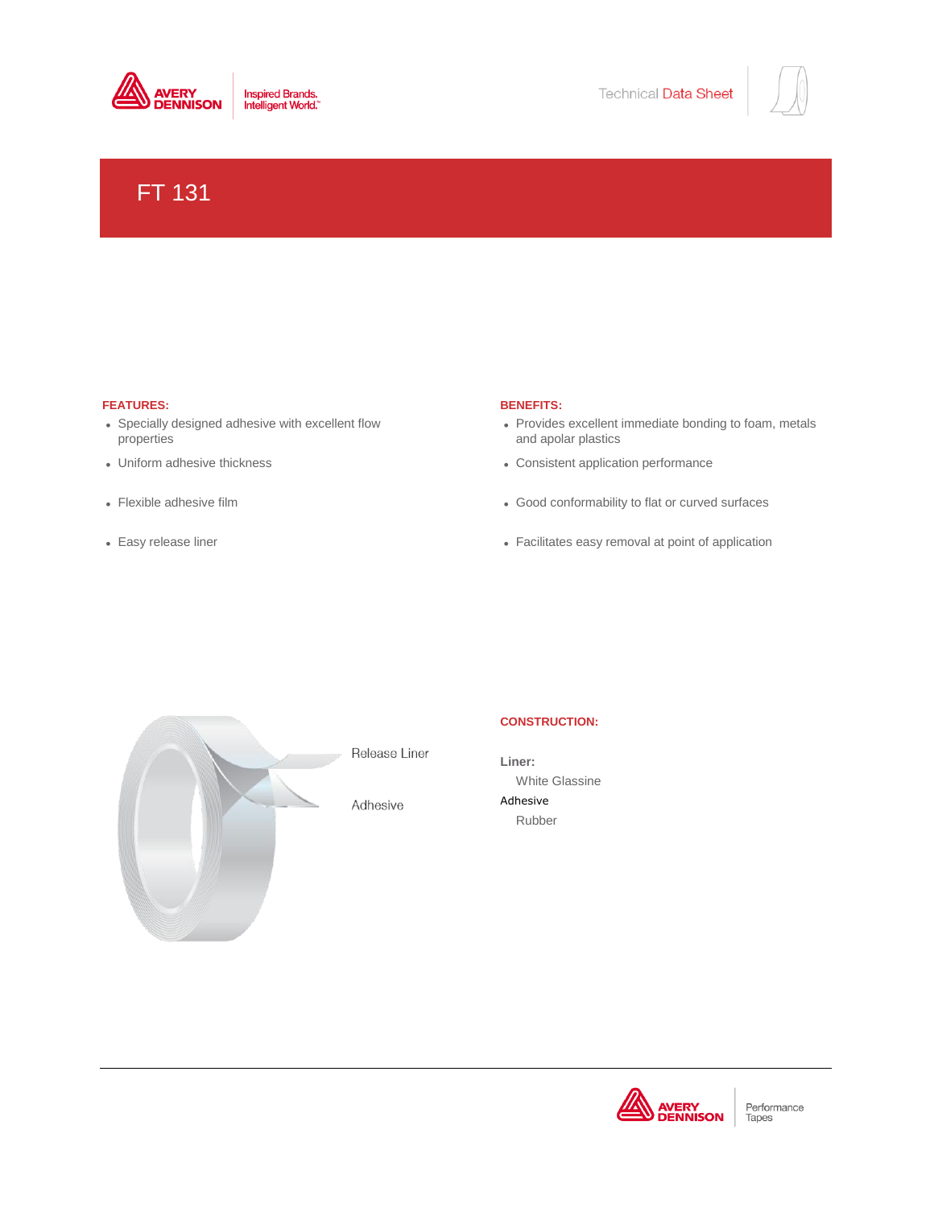Technical Data Sheet

# FT 131

**FEATURES:**

- Specially designed adhesive with excellent flow properties
- Uniform adhesive thickness
- Flexible adhesive film
- Easy release liner

**BENEFITS:**

- Provides excellent immediate bonding to foam, metals and apolar plastics
- Consistent application performance
- Good conformability to flat or curved surfaces
- Facilitates easy removal at point of application

Release Liner

Adhesive

**CONSTRUCTION:**

**Liner:**

White Glassine

Adhesive

Rubber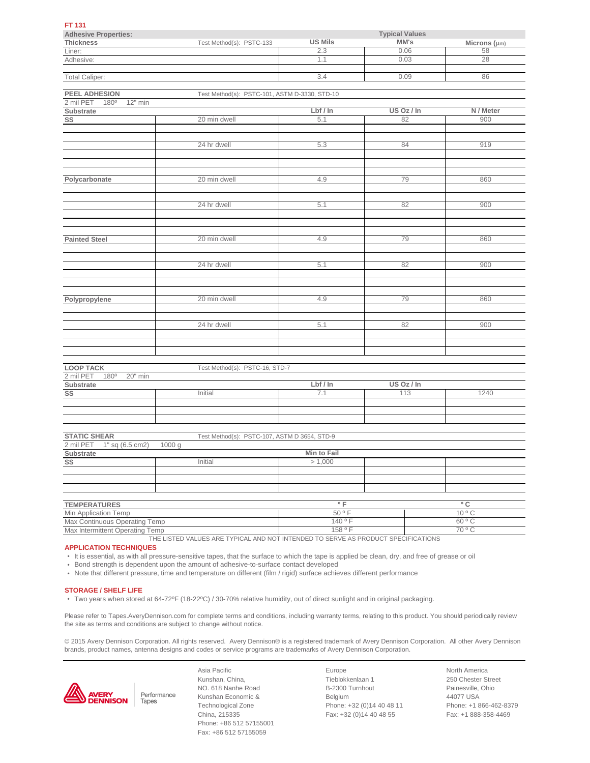FT 131

| Adhesive Properties: | | Typical Values | | |
|---|---|---|---|---|
| **Thickness** | Test Method(s): PSTC-133 | US Mils | MM's | Microns (µm) |
| Liner: | | 2.3 | 0.06 | 58 |
| Adhesive: | | 1.1 | 0.03 | 28 |
| Total Caliper: | | 3.4 | 0.09 | 86 |

**PEEL ADHESION** Test Method(s): PSTC-101, ASTM D-3330, STD-10

2 mil PET 180º 12" min

| Substrate | | Lbf / In | US Oz / In | N / Meter |
|---|---|---|---|---|
| **SS** | 20 min dwell | 5.1 | 82 | 900 |
| | 24 hr dwell | 5.3 | 84 | 919 |
| **Polycarbonate** | 20 min dwell | 4.9 | 79 | 860 |
| | 24 hr dwell | 5.1 | 82 | 900 |
| **Painted Steel** | 20 min dwell | 4.9 | 79 | 860 |
| | 24 hr dwell | 5.1 | 82 | 900 |
| **Polypropylene** | 20 min dwell | 4.9 | 79 | 860 |
| | 24 hr dwell | 5.1 | 82 | 900 |

**LOOP TACK** Test Method(s): PSTC-16, STD-7

2 mil PET 180º 20" min

| Substrate | | Lbf / In | US Oz / In | |
|---|---|---|---|---|
| **SS** | Initial | 7.1 | 113 | 1240 |

**STATIC SHEAR** Test Method(s): PSTC-107, ASTM D 3654, STD-9

2 mil PET 1" sq (6.5 cm2) 1000 g

| Substrate | | Min to Fail |
|---|---|---|
| **SS** | Initial | > 1,000 |

| TEMPERATURES | ° F | ° C |
|---|---|---|
| Min Application Temp | 50 ° F | 10 ° C |
| Max Continuous Operating Temp | 140 ° F | 60 ° C |
| Max Intermittent Operating Temp | 158 ° F | 70 ° C |

THE LISTED VALUES ARE TYPICAL AND NOT INTENDED TO SERVE AS PRODUCT SPECIFICATIONS

## APPLICATION TECHNIQUES

- It is essential, as with all pressure-sensitive tapes, that the surface to which the tape is applied be clean, dry, and free of grease or oil
- Bond strength is dependent upon the amount of adhesive-to-surface contact developed
- Note that different pressure, time and temperature on different (film / rigid) surface achieves different performance

## STORAGE / SHELF LIFE

- Two years when stored at 64-72ºF (18-22ºC) / 30-70% relative humidity, out of direct sunlight and in original packaging.

Please refer to Tapes.AveryDennison.com for complete terms and conditions, including warranty terms, relating to this product. You should periodically review the site as terms and conditions are subject to change without notice.

© 2015 Avery Dennison Corporation. All rights reserved. Avery Dennison® is a registered trademark of Avery Dennison Corporation. All other Avery Dennison brands, product names, antenna designs and codes or service programs are trademarks of Avery Dennison Corporation.

AVERY DENNISON Performance Tapes

Asia Pacific
Kunshan, China,
NO. 618 Nanhe Road
Kunshan Economic &
Technological Zone
China, 215335
Phone: +86 512 57155001
Fax: +86 512 57155059

Europe
Tieblokkenlaan 1
B-2300 Turnhout
Belgium
Phone: +32 (0)14 40 48 11
Fax: +32 (0)14 40 48 55

North America
250 Chester Street
Painesville, Ohio
44077 USA
Phone: +1 866-462-8379
Fax: +1 888-358-4469